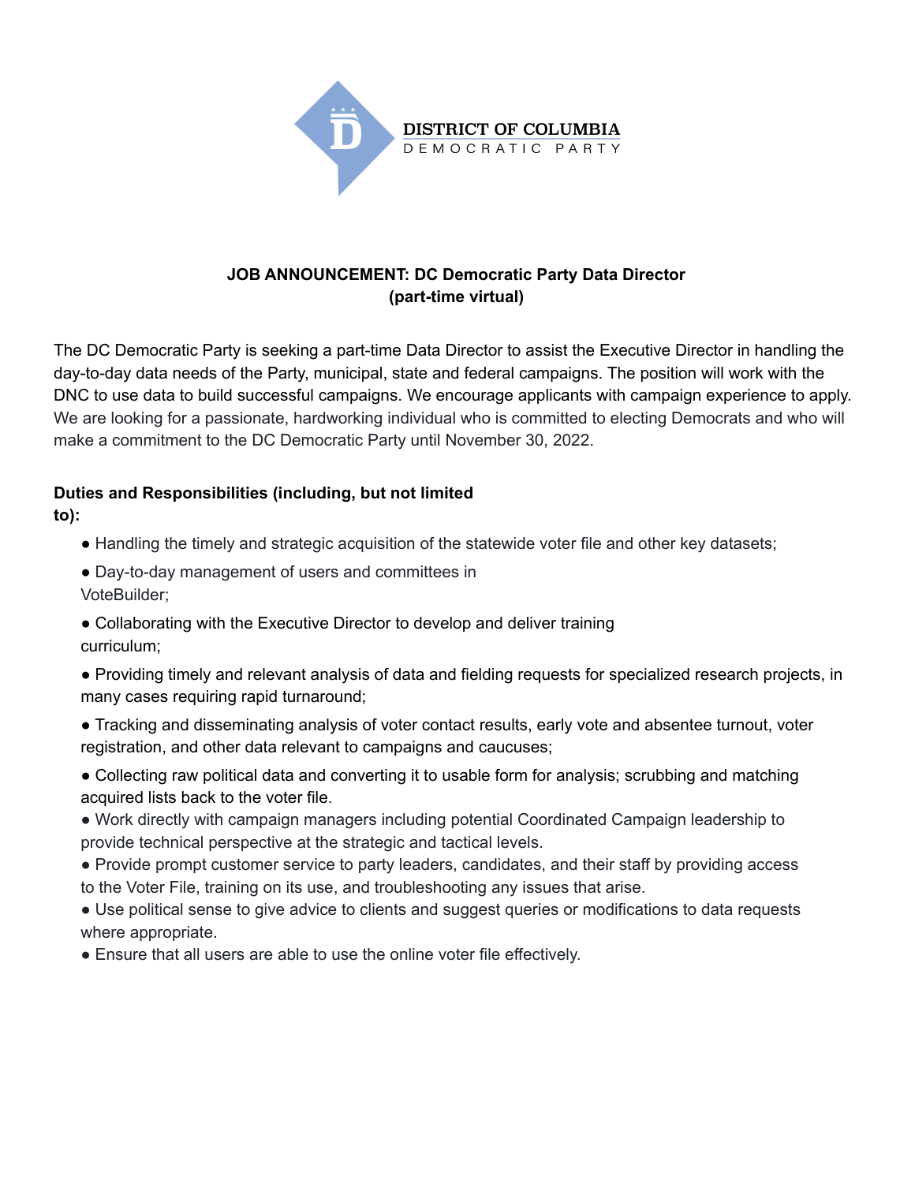DISTRICT OF COLUMBIA
DEMOCRATIC PARTY

**JOB ANNOUNCEMENT: DC Democratic Party Data Director**
**(part-time virtual)**

The DC Democratic Party is seeking a part-time Data Director to assist the Executive Director in handling the day-to-day data needs of the Party, municipal, state and federal campaigns. The position will work with the DNC to use data to build successful campaigns. We encourage applicants with campaign experience to apply. We are looking for a passionate, hardworking individual who is committed to electing Democrats and who will make a commitment to the DC Democratic Party until November 30, 2022.

**Duties and Responsibilities (including, but not limited to):**

- Handling the timely and strategic acquisition of the statewide voter file and other key datasets;
- Day-to-day management of users and committees in VoteBuilder;
- Collaborating with the Executive Director to develop and deliver training curriculum;
- Providing timely and relevant analysis of data and fielding requests for specialized research projects, in many cases requiring rapid turnaround;
- Tracking and disseminating analysis of voter contact results, early vote and absentee turnout, voter registration, and other data relevant to campaigns and caucuses;
- Collecting raw political data and converting it to usable form for analysis; scrubbing and matching acquired lists back to the voter file.
- Work directly with campaign managers including potential Coordinated Campaign leadership to provide technical perspective at the strategic and tactical levels.
- Provide prompt customer service to party leaders, candidates, and their staff by providing access to the Voter File, training on its use, and troubleshooting any issues that arise.
- Use political sense to give advice to clients and suggest queries or modifications to data requests where appropriate.
- Ensure that all users are able to use the online voter file effectively.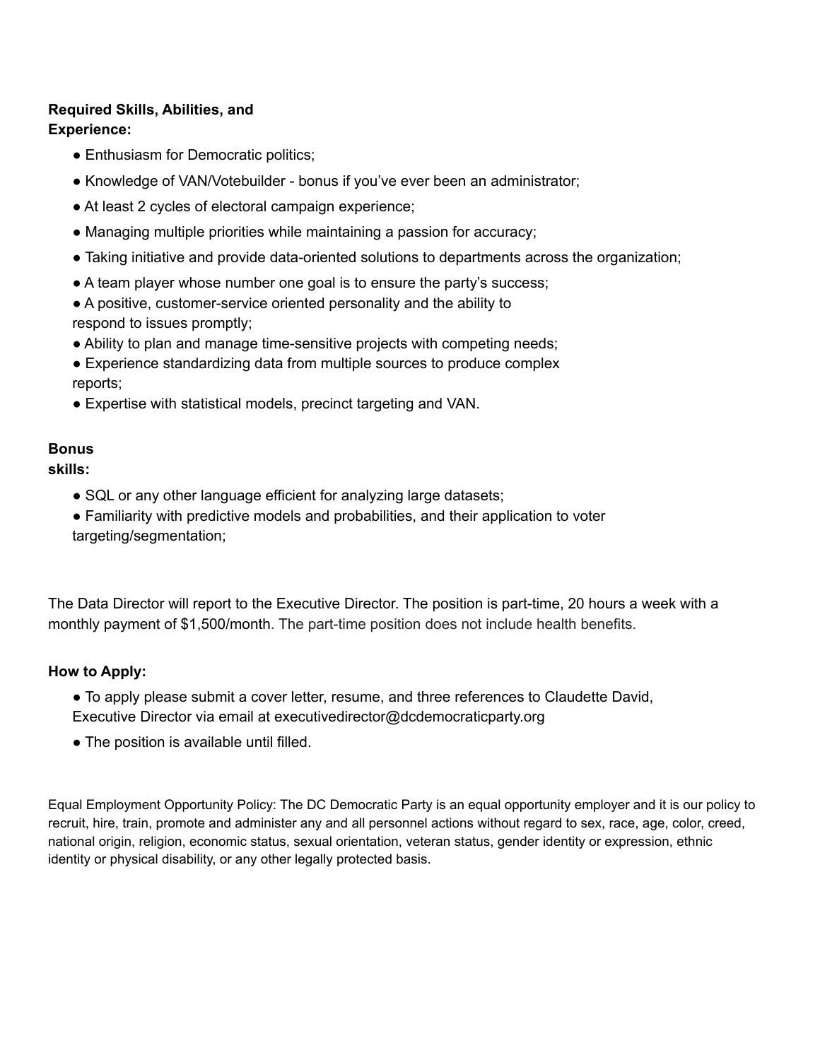**Required Skills, Abilities, and Experience:**

- Enthusiasm for Democratic politics;
- Knowledge of VAN/Votebuilder - bonus if you've ever been an administrator;
- At least 2 cycles of electoral campaign experience;
- Managing multiple priorities while maintaining a passion for accuracy;
- Taking initiative and provide data-oriented solutions to departments across the organization;
- A team player whose number one goal is to ensure the party's success;
- A positive, customer-service oriented personality and the ability to respond to issues promptly;
- Ability to plan and manage time-sensitive projects with competing needs;
- Experience standardizing data from multiple sources to produce complex reports;
- Expertise with statistical models, precinct targeting and VAN.

**Bonus skills:**

- SQL or any other language efficient for analyzing large datasets;
- Familiarity with predictive models and probabilities, and their application to voter targeting/segmentation;

The Data Director will report to the Executive Director. The position is part-time, 20 hours a week with a monthly payment of $1,500/month. The part-time position does not include health benefits.

**How to Apply:**

- To apply please submit a cover letter, resume, and three references to Claudette David, Executive Director via email at executivedirector@dcdemocraticparty.org
- The position is available until filled.

Equal Employment Opportunity Policy: The DC Democratic Party is an equal opportunity employer and it is our policy to recruit, hire, train, promote and administer any and all personnel actions without regard to sex, race, age, color, creed, national origin, religion, economic status, sexual orientation, veteran status, gender identity or expression, ethnic identity or physical disability, or any other legally protected basis.